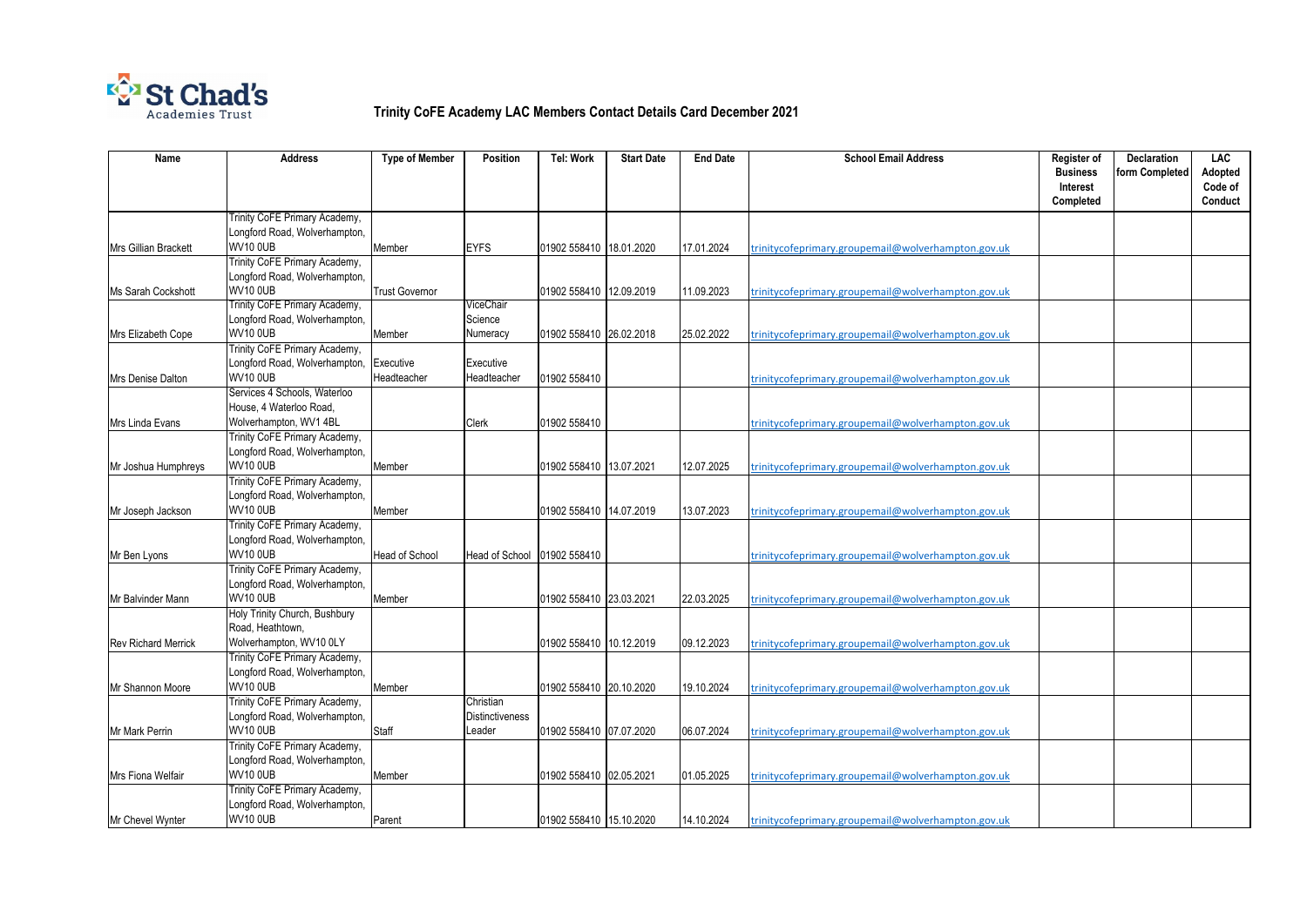St Chad's Academies Trust

# Trinity CoFE Academy LAC Members Contact Details Card December 2021

| Name | Address | Type of Member | Position | Tel: Work | Start Date | End Date | School Email Address | Register of Business Interest Completed | Declaration form Completed | LAC Adopted Code of Conduct |
|---|---|---|---|---|---|---|---|---|---|---|
| Mrs Gillian Brackett | Trinity CoFE Primary Academy, Longford Road, Wolverhampton, WV10 0UB | Member | EYFS | 01902 558410 | 18.01.2020 | 17.01.2024 | trinitycofeprimary.groupemail@wolverhampton.gov.uk | | | |
| Ms Sarah Cockshott | Trinity CoFE Primary Academy, Longford Road, Wolverhampton, WV10 0UB | Trust Governor | | 01902 558410 | 12.09.2019 | 11.09.2023 | trinitycofeprimary.groupemail@wolverhampton.gov.uk | | | |
| Mrs Elizabeth Cope | Trinity CoFE Primary Academy, Longford Road, Wolverhampton, WV10 0UB | Member | ViceChair Science Numeracy | 01902 558410 | 26.02.2018 | 25.02.2022 | trinitycofeprimary.groupemail@wolverhampton.gov.uk | | | |
| Mrs Denise Dalton | Trinity CoFE Primary Academy, Longford Road, Wolverhampton, WV10 0UB | Executive Headteacher | Executive Headteacher | 01902 558410 | | | trinitycofeprimary.groupemail@wolverhampton.gov.uk | | | |
| Mrs Linda Evans | Services 4 Schools, Waterloo House, 4 Waterloo Road, Wolverhampton, WV1 4BL | | Clerk | 01902 558410 | | | trinitycofeprimary.groupemail@wolverhampton.gov.uk | | | |
| Mr Joshua Humphreys | Trinity CoFE Primary Academy, Longford Road, Wolverhampton, WV10 0UB | Member | | 01902 558410 | 13.07.2021 | 12.07.2025 | trinitycofeprimary.groupemail@wolverhampton.gov.uk | | | |
| Mr Joseph Jackson | Trinity CoFE Primary Academy, Longford Road, Wolverhampton, WV10 0UB | Member | | 01902 558410 | 14.07.2019 | 13.07.2023 | trinitycofeprimary.groupemail@wolverhampton.gov.uk | | | |
| Mr Ben Lyons | Trinity CoFE Primary Academy, Longford Road, Wolverhampton, WV10 0UB | Head of School | Head of School | 01902 558410 | | | trinitycofeprimary.groupemail@wolverhampton.gov.uk | | | |
| Mr Balvinder Mann | Trinity CoFE Primary Academy, Longford Road, Wolverhampton, WV10 0UB | Member | | 01902 558410 | 23.03.2021 | 22.03.2025 | trinitycofeprimary.groupemail@wolverhampton.gov.uk | | | |
| Rev Richard Merrick | Holy Trinity Church, Bushbury Road, Heathtown, Wolverhampton, WV10 0LY | | | 01902 558410 | 10.12.2019 | 09.12.2023 | trinitycofeprimary.groupemail@wolverhampton.gov.uk | | | |
| Mr Shannon Moore | Trinity CoFE Primary Academy, Longford Road, Wolverhampton, WV10 0UB | Member | | 01902 558410 | 20.10.2020 | 19.10.2024 | trinitycofeprimary.groupemail@wolverhampton.gov.uk | | | |
| Mr Mark Perrin | Trinity CoFE Primary Academy, Longford Road, Wolverhampton, WV10 0UB | Staff | Christian Distinctiveness Leader | 01902 558410 | 07.07.2020 | 06.07.2024 | trinitycofeprimary.groupemail@wolverhampton.gov.uk | | | |
| Mrs Fiona Welfair | Trinity CoFE Primary Academy, Longford Road, Wolverhampton, WV10 0UB | Member | | 01902 558410 | 02.05.2021 | 01.05.2025 | trinitycofeprimary.groupemail@wolverhampton.gov.uk | | | |
| Mr Chevel Wynter | Trinity CoFE Primary Academy, Longford Road, Wolverhampton, WV10 0UB | Parent | | 01902 558410 | 15.10.2020 | 14.10.2024 | trinitycofeprimary.groupemail@wolverhampton.gov.uk | | | |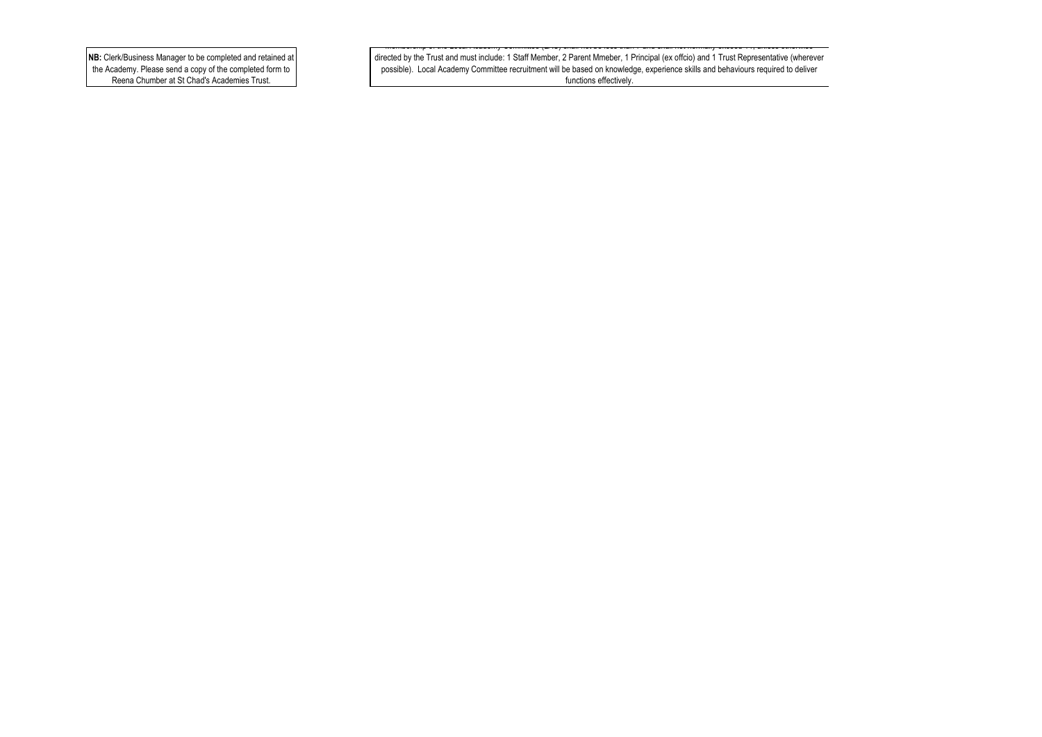**NB:** Clerk/Business Manager to be completed and retained at the Academy. Please send a copy of the completed form to Reena Chumber at St Chad's Academies Trust.

Membership of the Local Academy Committee (LAC) shall not be less than 7 and shall not normally exceed 11, unless otherwise directed by the Trust and must include: 1 Staff Member, 2 Parent Mmeber, 1 Principal (ex offcio) and 1 Trust Representative (wherever possible). Local Academy Committee recruitment will be based on knowledge, experience skills and behaviours required to deliver functions effectively.